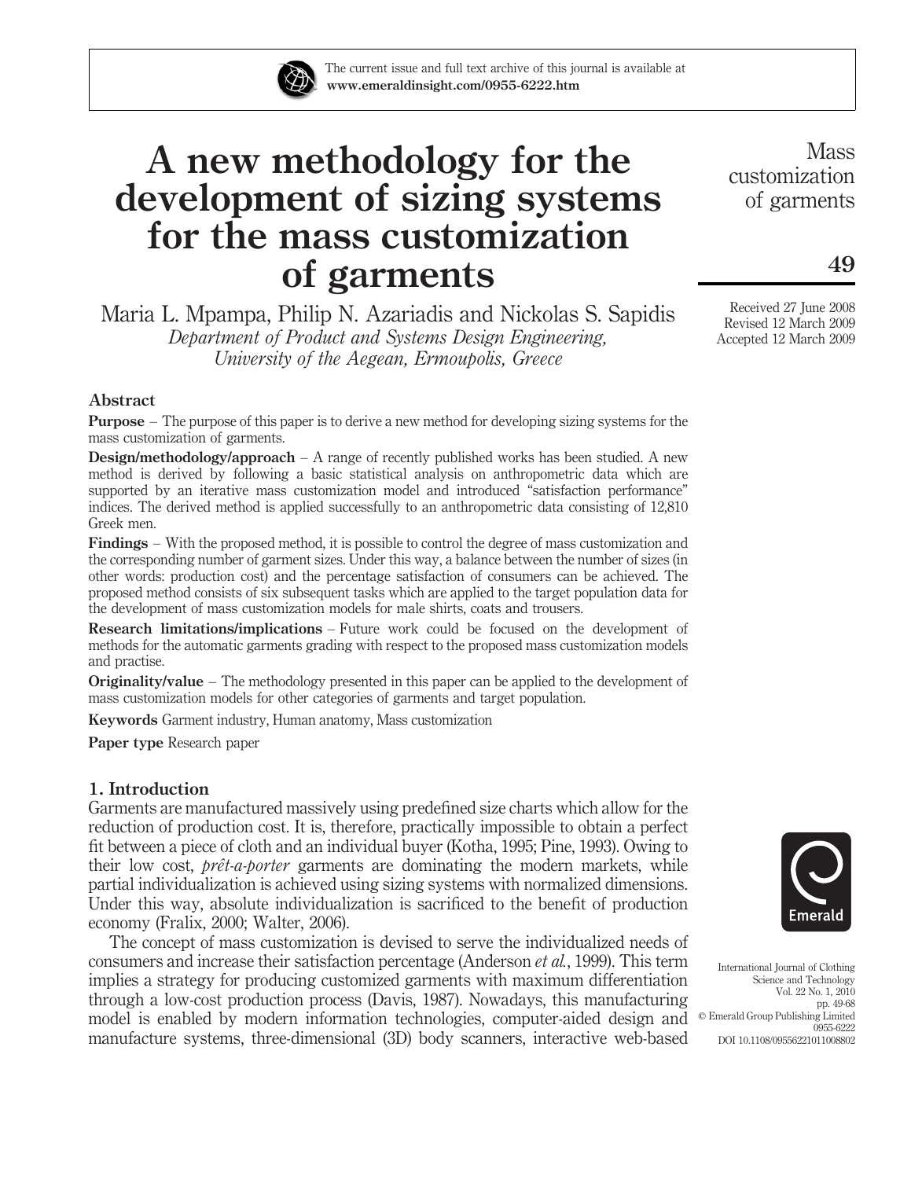The current issue and full text archive of this journal is available at **www.emeraldinsight.com/0955-6222.htm**

# A new methodology for the development of sizing systems for the mass customization of garments

Maria L. Mpampa, Philip N. Azariadis and Nickolas S. Sapidis

*Department of Product and Systems Design Engineering, University of the Aegean, Ermoupolis, Greece*

Received 27 June 2008
Revised 12 March 2009
Accepted 12 March 2009

## Abstract

**Purpose** – The purpose of this paper is to derive a new method for developing sizing systems for the mass customization of garments.

**Design/methodology/approach** – A range of recently published works has been studied. A new method is derived by following a basic statistical analysis on anthropometric data which are supported by an iterative mass customization model and introduced "satisfaction performance" indices. The derived method is applied successfully to an anthropometric data consisting of 12,810 Greek men.

**Findings** – With the proposed method, it is possible to control the degree of mass customization and the corresponding number of garment sizes. Under this way, a balance between the number of sizes (in other words: production cost) and the percentage satisfaction of consumers can be achieved. The proposed method consists of six subsequent tasks which are applied to the target population data for the development of mass customization models for male shirts, coats and trousers.

**Research limitations/implications** – Future work could be focused on the development of methods for the automatic garments grading with respect to the proposed mass customization models and practise.

**Originality/value** – The methodology presented in this paper can be applied to the development of mass customization models for other categories of garments and target population.

**Keywords** Garment industry, Human anatomy, Mass customization

**Paper type** Research paper

## 1. Introduction

Garments are manufactured massively using predefined size charts which allow for the reduction of production cost. It is, therefore, practically impossible to obtain a perfect fit between a piece of cloth and an individual buyer (Kotha, 1995; Pine, 1993). Owing to their low cost, *prêt-a-porter* garments are dominating the modern markets, while partial individualization is achieved using sizing systems with normalized dimensions. Under this way, absolute individualization is sacrificed to the benefit of production economy (Fralix, 2000; Walter, 2006).

The concept of mass customization is devised to serve the individualized needs of consumers and increase their satisfaction percentage (Anderson *et al.*, 1999). This term implies a strategy for producing customized garments with maximum differentiation through a low-cost production process (Davis, 1987). Nowadays, this manufacturing model is enabled by modern information technologies, computer-aided design and manufacture systems, three-dimensional (3D) body scanners, interactive web-based

International Journal of Clothing Science and Technology
Vol. 22 No. 1, 2010
pp. 49-68
© Emerald Group Publishing Limited
0955-6222
DOI 10.1108/09556221011008802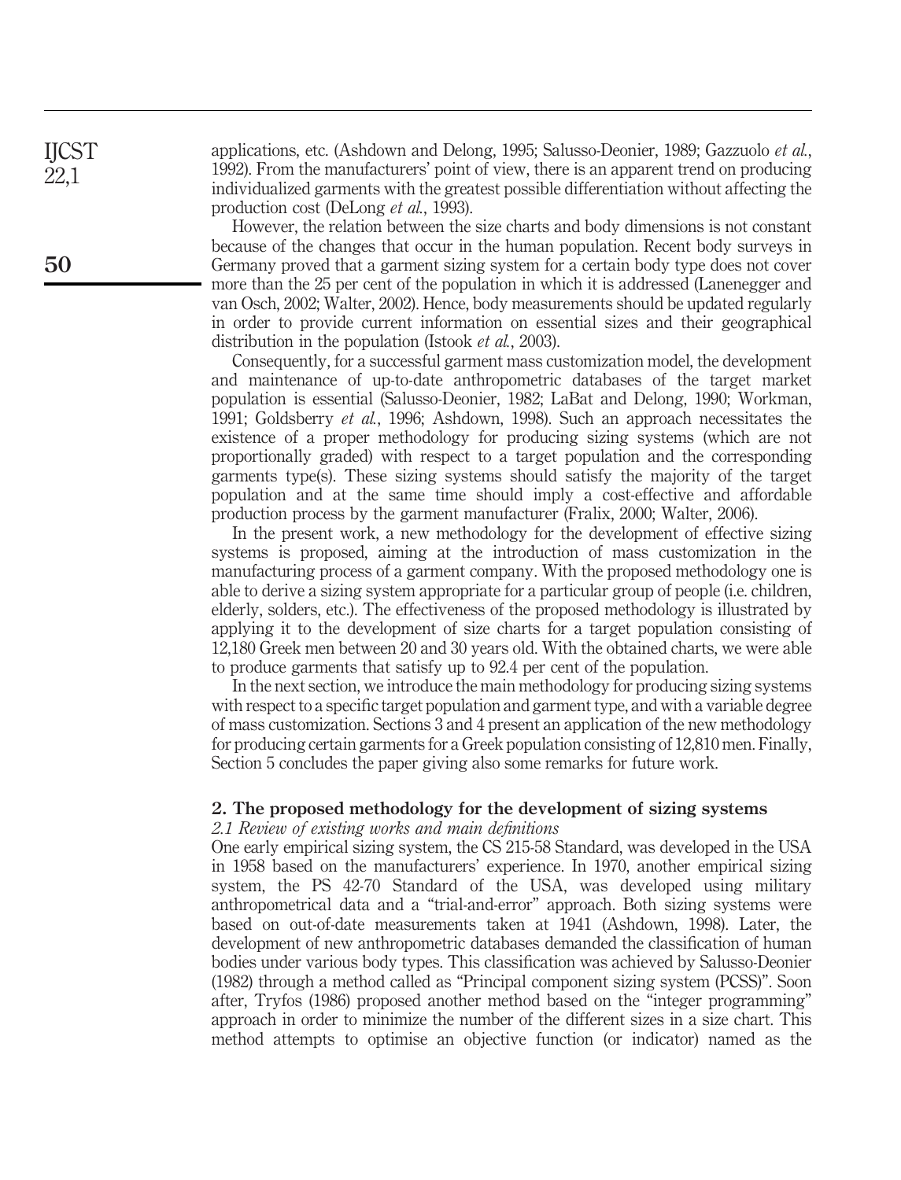applications, etc. (Ashdown and Delong, 1995; Salusso-Deonier, 1989; Gazzuolo *et al.*, 1992). From the manufacturers' point of view, there is an apparent trend on producing individualized garments with the greatest possible differentiation without affecting the production cost (DeLong *et al.*, 1993).

However, the relation between the size charts and body dimensions is not constant because of the changes that occur in the human population. Recent body surveys in Germany proved that a garment sizing system for a certain body type does not cover more than the 25 per cent of the population in which it is addressed (Lanenegger and van Osch, 2002; Walter, 2002). Hence, body measurements should be updated regularly in order to provide current information on essential sizes and their geographical distribution in the population (Istook *et al.*, 2003).

Consequently, for a successful garment mass customization model, the development and maintenance of up-to-date anthropometric databases of the target market population is essential (Salusso-Deonier, 1982; LaBat and Delong, 1990; Workman, 1991; Goldsberry *et al.*, 1996; Ashdown, 1998). Such an approach necessitates the existence of a proper methodology for producing sizing systems (which are not proportionally graded) with respect to a target population and the corresponding garments type(s). These sizing systems should satisfy the majority of the target population and at the same time should imply a cost-effective and affordable production process by the garment manufacturer (Fralix, 2000; Walter, 2006).

In the present work, a new methodology for the development of effective sizing systems is proposed, aiming at the introduction of mass customization in the manufacturing process of a garment company. With the proposed methodology one is able to derive a sizing system appropriate for a particular group of people (i.e. children, elderly, solders, etc.). The effectiveness of the proposed methodology is illustrated by applying it to the development of size charts for a target population consisting of 12,180 Greek men between 20 and 30 years old. With the obtained charts, we were able to produce garments that satisfy up to 92.4 per cent of the population.

In the next section, we introduce the main methodology for producing sizing systems with respect to a specific target population and garment type, and with a variable degree of mass customization. Sections 3 and 4 present an application of the new methodology for producing certain garments for a Greek population consisting of 12,810 men. Finally, Section 5 concludes the paper giving also some remarks for future work.

## 2. The proposed methodology for the development of sizing systems

### *2.1 Review of existing works and main definitions*

One early empirical sizing system, the CS 215-58 Standard, was developed in the USA in 1958 based on the manufacturers' experience. In 1970, another empirical sizing system, the PS 42-70 Standard of the USA, was developed using military anthropometrical data and a "trial-and-error" approach. Both sizing systems were based on out-of-date measurements taken at 1941 (Ashdown, 1998). Later, the development of new anthropometric databases demanded the classification of human bodies under various body types. This classification was achieved by Salusso-Deonier (1982) through a method called as "Principal component sizing system (PCSS)". Soon after, Tryfos (1986) proposed another method based on the "integer programming" approach in order to minimize the number of the different sizes in a size chart. This method attempts to optimise an objective function (or indicator) named as the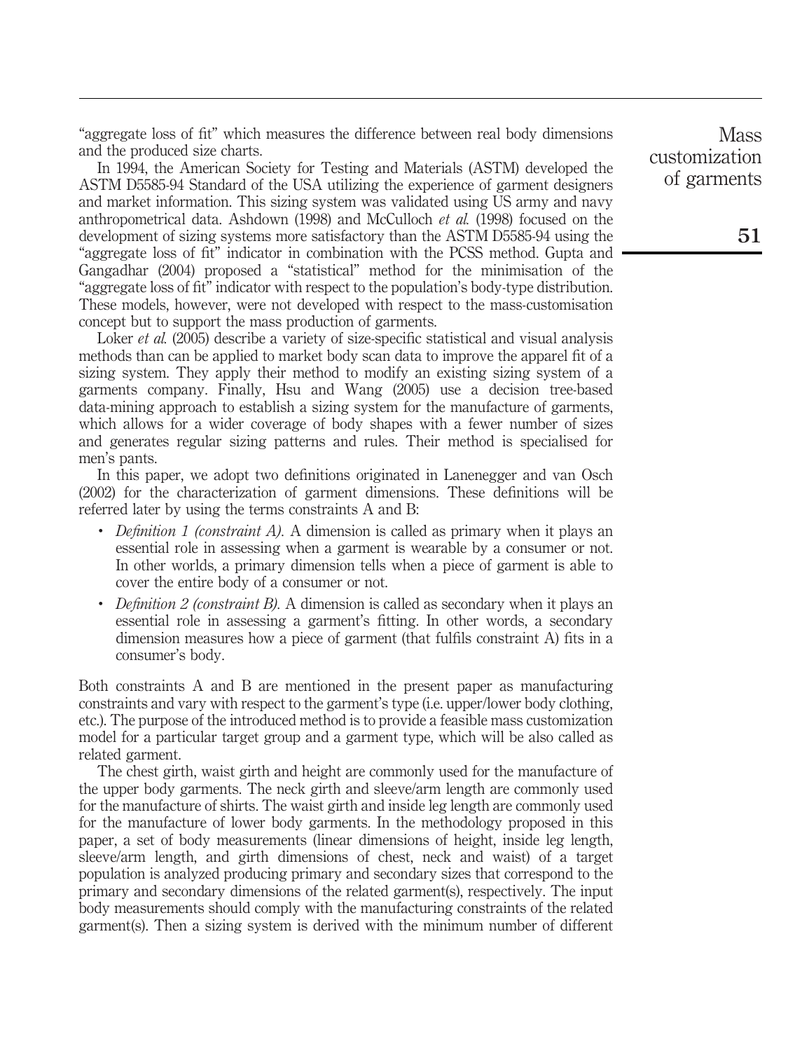"aggregate loss of fit" which measures the difference between real body dimensions and the produced size charts.

In 1994, the American Society for Testing and Materials (ASTM) developed the ASTM D5585-94 Standard of the USA utilizing the experience of garment designers and market information. This sizing system was validated using US army and navy anthropometrical data. Ashdown (1998) and McCulloch *et al.* (1998) focused on the development of sizing systems more satisfactory than the ASTM D5585-94 using the "aggregate loss of fit" indicator in combination with the PCSS method. Gupta and Gangadhar (2004) proposed a "statistical" method for the minimisation of the "aggregate loss of fit" indicator with respect to the population's body-type distribution. These models, however, were not developed with respect to the mass-customisation concept but to support the mass production of garments.

Loker *et al.* (2005) describe a variety of size-specific statistical and visual analysis methods than can be applied to market body scan data to improve the apparel fit of a sizing system. They apply their method to modify an existing sizing system of a garments company. Finally, Hsu and Wang (2005) use a decision tree-based data-mining approach to establish a sizing system for the manufacture of garments, which allows for a wider coverage of body shapes with a fewer number of sizes and generates regular sizing patterns and rules. Their method is specialised for men's pants.

In this paper, we adopt two definitions originated in Lanenegger and van Osch (2002) for the characterization of garment dimensions. These definitions will be referred later by using the terms constraints A and B:

- *Definition 1 (constraint A)*. A dimension is called as primary when it plays an essential role in assessing when a garment is wearable by a consumer or not. In other worlds, a primary dimension tells when a piece of garment is able to cover the entire body of a consumer or not.
- *Definition 2 (constraint B)*. A dimension is called as secondary when it plays an essential role in assessing a garment's fitting. In other words, a secondary dimension measures how a piece of garment (that fulfils constraint A) fits in a consumer's body.

Both constraints A and B are mentioned in the present paper as manufacturing constraints and vary with respect to the garment's type (i.e. upper/lower body clothing, etc.). The purpose of the introduced method is to provide a feasible mass customization model for a particular target group and a garment type, which will be also called as related garment.

The chest girth, waist girth and height are commonly used for the manufacture of the upper body garments. The neck girth and sleeve/arm length are commonly used for the manufacture of shirts. The waist girth and inside leg length are commonly used for the manufacture of lower body garments. In the methodology proposed in this paper, a set of body measurements (linear dimensions of height, inside leg length, sleeve/arm length, and girth dimensions of chest, neck and waist) of a target population is analyzed producing primary and secondary sizes that correspond to the primary and secondary dimensions of the related garment(s), respectively. The input body measurements should comply with the manufacturing constraints of the related garment(s). Then a sizing system is derived with the minimum number of different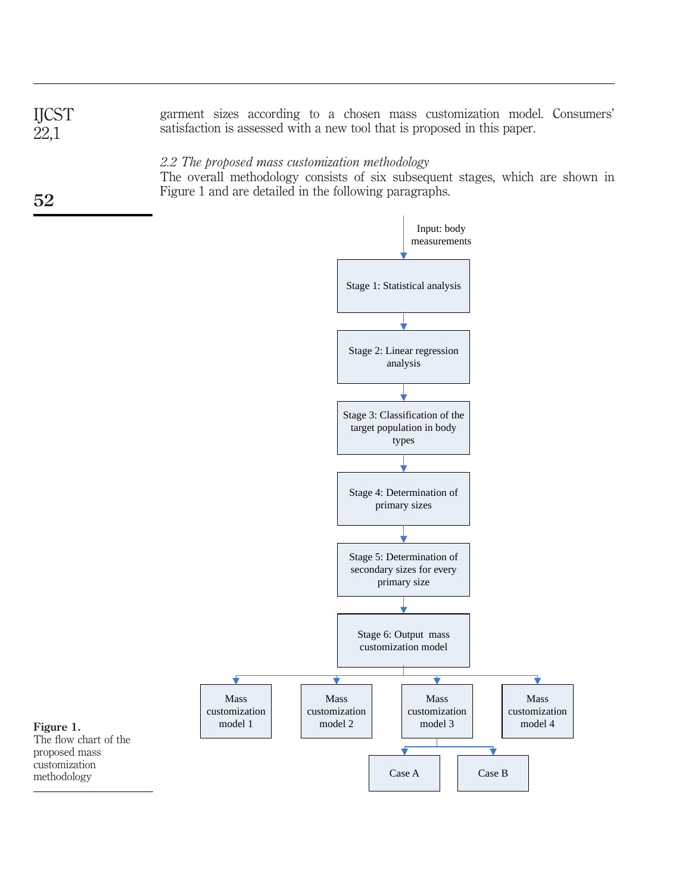garment sizes according to a chosen mass customization model. Consumers' satisfaction is assessed with a new tool that is proposed in this paper.

*2.2 The proposed mass customization methodology*

The overall methodology consists of six subsequent stages, which are shown in Figure 1 and are detailed in the following paragraphs.

Input: body measurements

Stage 1: Statistical analysis

Stage 2: Linear regression analysis

Stage 3: Classification of the target population in body types

Stage 4: Determination of primary sizes

Stage 5: Determination of secondary sizes for every primary size

Stage 6: Output mass customization model

Mass customization model 1

Mass customization model 2

Mass customization model 3

Mass customization model 4

Case A

Case B

**Figure 1.**
The flow chart of the proposed mass customization methodology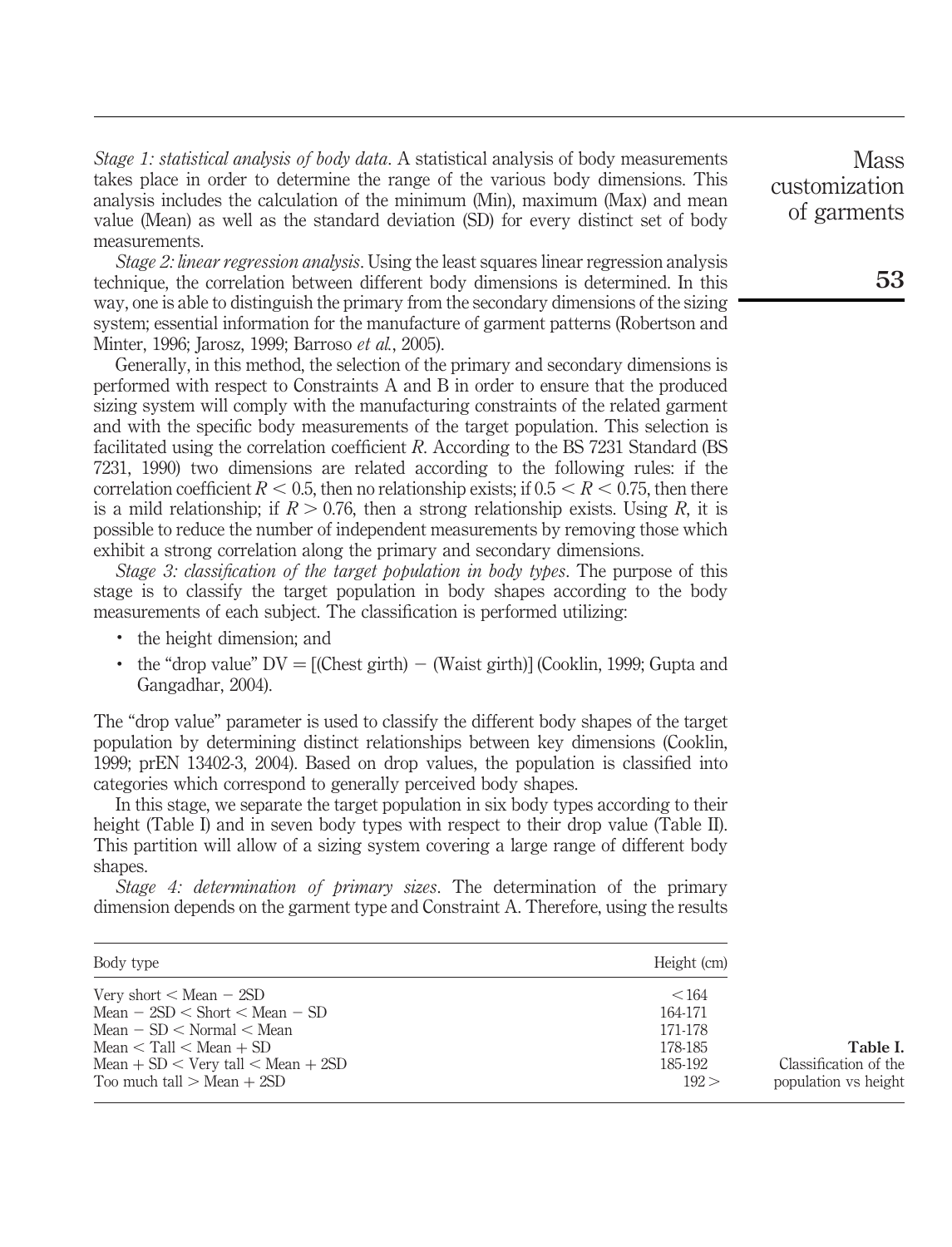*Stage 1: statistical analysis of body data*. A statistical analysis of body measurements takes place in order to determine the range of the various body dimensions. This analysis includes the calculation of the minimum (Min), maximum (Max) and mean value (Mean) as well as the standard deviation (SD) for every distinct set of body measurements.

*Stage 2: linear regression analysis*. Using the least squares linear regression analysis technique, the correlation between different body dimensions is determined. In this way, one is able to distinguish the primary from the secondary dimensions of the sizing system; essential information for the manufacture of garment patterns (Robertson and Minter, 1996; Jarosz, 1999; Barroso *et al.*, 2005).

Generally, in this method, the selection of the primary and secondary dimensions is performed with respect to Constraints A and B in order to ensure that the produced sizing system will comply with the manufacturing constraints of the related garment and with the specific body measurements of the target population. This selection is facilitated using the correlation coefficient $R$. According to the BS 7231 Standard (BS 7231, 1990) two dimensions are related according to the following rules: if the correlation coefficient $R < 0.5$, then no relationship exists; if $0.5 < R < 0.75$, then there is a mild relationship; if $R > 0.76$, then a strong relationship exists. Using $R$, it is possible to reduce the number of independent measurements by removing those which exhibit a strong correlation along the primary and secondary dimensions.

*Stage 3: classification of the target population in body types*. The purpose of this stage is to classify the target population in body shapes according to the body measurements of each subject. The classification is performed utilizing:

- the height dimension; and
- the "drop value" $DV = [(\text{Chest girth}) - (\text{Waist girth})]$ (Cooklin, 1999; Gupta and Gangadhar, 2004).

The "drop value" parameter is used to classify the different body shapes of the target population by determining distinct relationships between key dimensions (Cooklin, 1999; prEN 13402-3, 2004). Based on drop values, the population is classified into categories which correspond to generally perceived body shapes.

In this stage, we separate the target population in six body types according to their height (Table I) and in seven body types with respect to their drop value (Table II). This partition will allow of a sizing system covering a large range of different body shapes.

*Stage 4: determination of primary sizes*. The determination of the primary dimension depends on the garment type and Constraint A. Therefore, using the results

| Body type | Height (cm) |
|---|---|
| Very short < Mean − 2SD | < 164 |
| Mean − 2SD < Short < Mean − SD | 164-171 |
| Mean − SD < Normal < Mean | 171-178 |
| Mean < Tall < Mean + SD | 178-185 |
| Mean + SD < Very tall < Mean + 2SD | 185-192 |
| Too much tall > Mean + 2SD | 192 > |

**Table I.** Classification of the population vs height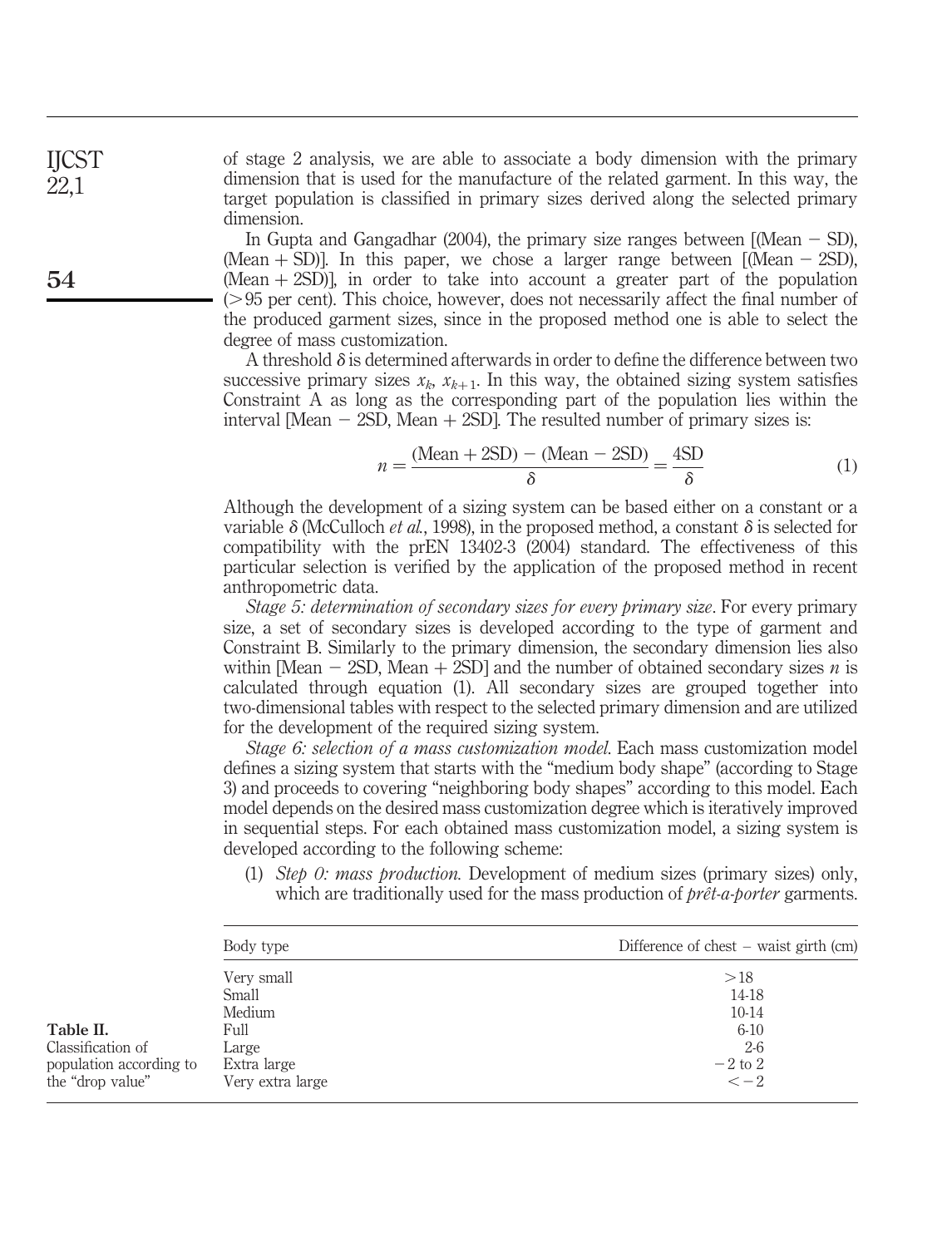of stage 2 analysis, we are able to associate a body dimension with the primary dimension that is used for the manufacture of the related garment. In this way, the target population is classified in primary sizes derived along the selected primary dimension.

In Gupta and Gangadhar (2004), the primary size ranges between [(Mean − SD), (Mean + SD)]. In this paper, we chose a larger range between [(Mean − 2SD), (Mean + 2SD)], in order to take into account a greater part of the population (>95 per cent). This choice, however, does not necessarily affect the final number of the produced garment sizes, since in the proposed method one is able to select the degree of mass customization.

A threshold $\delta$ is determined afterwards in order to define the difference between two successive primary sizes $x_k$, $x_{k+1}$. In this way, the obtained sizing system satisfies Constraint A as long as the corresponding part of the population lies within the interval [Mean − 2SD, Mean + 2SD]. The resulted number of primary sizes is:

$$n = \frac{(\text{Mean} + 2\text{SD}) - (\text{Mean} - 2\text{SD})}{\delta} = \frac{4\text{SD}}{\delta} \tag{1}$$

Although the development of a sizing system can be based either on a constant or a variable $\delta$ (McCulloch *et al.*, 1998), in the proposed method, a constant $\delta$ is selected for compatibility with the prEN 13402-3 (2004) standard. The effectiveness of this particular selection is verified by the application of the proposed method in recent anthropometric data.

*Stage 5: determination of secondary sizes for every primary size*. For every primary size, a set of secondary sizes is developed according to the type of garment and Constraint B. Similarly to the primary dimension, the secondary dimension lies also within [Mean − 2SD, Mean + 2SD] and the number of obtained secondary sizes $n$ is calculated through equation (1). All secondary sizes are grouped together into two-dimensional tables with respect to the selected primary dimension and are utilized for the development of the required sizing system.

*Stage 6: selection of a mass customization model*. Each mass customization model defines a sizing system that starts with the "medium body shape" (according to Stage 3) and proceeds to covering "neighboring body shapes" according to this model. Each model depends on the desired mass customization degree which is iteratively improved in sequential steps. For each obtained mass customization model, a sizing system is developed according to the following scheme:

(1) *Step 0: mass production*. Development of medium sizes (primary sizes) only, which are traditionally used for the mass production of *prêt-a-porter* garments.

| Body type | Difference of chest – waist girth (cm) |
|---|---|
| Very small | >18 |
| Small | 14-18 |
| Medium | 10-14 |
| Full | 6-10 |
| Large | 2-6 |
| Extra large | −2 to 2 |
| Very extra large | <−2 |

**Table II.** Classification of population according to the "drop value"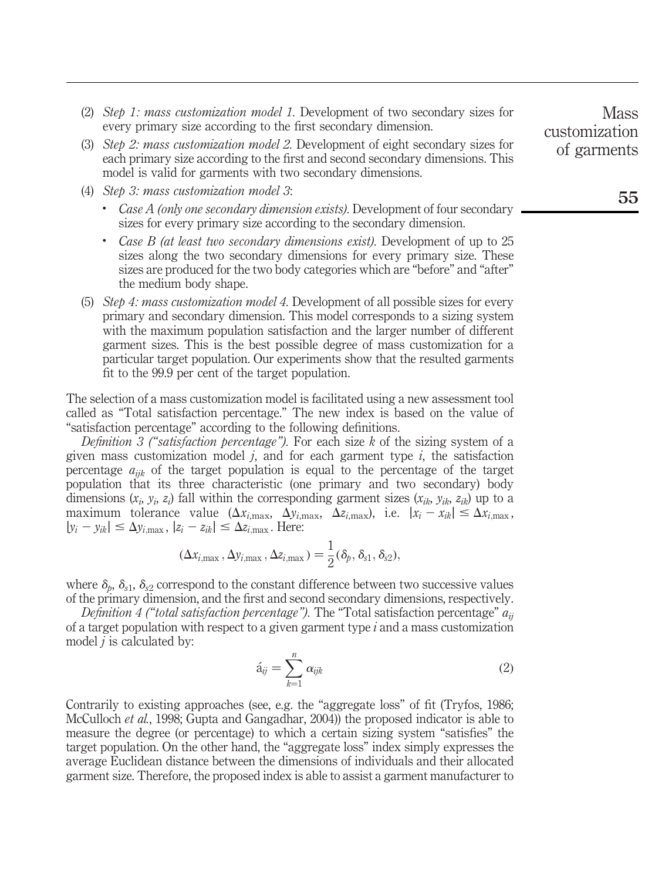(2) *Step 1: mass customization model 1*. Development of two secondary sizes for every primary size according to the first secondary dimension.

(3) *Step 2: mass customization model 2*. Development of eight secondary sizes for each primary size according to the first and second secondary dimensions. This model is valid for garments with two secondary dimensions.

(4) *Step 3: mass customization model 3*:

- *Case A (only one secondary dimension exists)*. Development of four secondary sizes for every primary size according to the secondary dimension.
- *Case B (at least two secondary dimensions exist)*. Development of up to 25 sizes along the two secondary dimensions for every primary size. These sizes are produced for the two body categories which are "before" and "after" the medium body shape.

(5) *Step 4: mass customization model 4*. Development of all possible sizes for every primary and secondary dimension. This model corresponds to a sizing system with the maximum population satisfaction and the larger number of different garment sizes. This is the best possible degree of mass customization for a particular target population. Our experiments show that the resulted garments fit to the 99.9 per cent of the target population.

The selection of a mass customization model is facilitated using a new assessment tool called as "Total satisfaction percentage." The new index is based on the value of "satisfaction percentage" according to the following definitions.

*Definition 3 ("satisfaction percentage")*. For each size $k$ of the sizing system of a given mass customization model $j$, and for each garment type $i$, the satisfaction percentage $a_{ijk}$ of the target population is equal to the percentage of the target population that its three characteristic (one primary and two secondary) body dimensions ($x_i$, $y_i$, $z_i$) fall within the corresponding garment sizes ($x_{ik}$, $y_{ik}$, $z_{ik}$) up to a maximum tolerance value ($\Delta x_{i,\max}$, $\Delta y_{i,\max}$, $\Delta z_{i,\max}$), i.e. $|x_i - x_{ik}| \leq \Delta x_{i,\max}$, $|y_i - y_{ik}| \leq \Delta y_{i,\max}$, $|z_i - z_{ik}| \leq \Delta z_{i,\max}$. Here:

$$(\Delta x_{i,\max}, \Delta y_{i,\max}, \Delta z_{i,\max}) = \frac{1}{2}(\delta_p, \delta_{s1}, \delta_{s2}),$$

where $\delta_p$, $\delta_{s1}$, $\delta_{s2}$ correspond to the constant difference between two successive values of the primary dimension, and the first and second secondary dimensions, respectively.

*Definition 4 ("total satisfaction percentage")*. The "Total satisfaction percentage" $a_{ij}$ of a target population with respect to a given garment type $i$ and a mass customization model $j$ is calculated by:

$$\acute{a}_{ij} = \sum_{k=1}^{n} \alpha_{ijk} \tag{2}$$

Contrarily to existing approaches (see, e.g. the "aggregate loss" of fit (Tryfos, 1986; McCulloch *et al.*, 1998; Gupta and Gangadhar, 2004)) the proposed indicator is able to measure the degree (or percentage) to which a certain sizing system "satisfies" the target population. On the other hand, the "aggregate loss" index simply expresses the average Euclidean distance between the dimensions of individuals and their allocated garment size. Therefore, the proposed index is able to assist a garment manufacturer to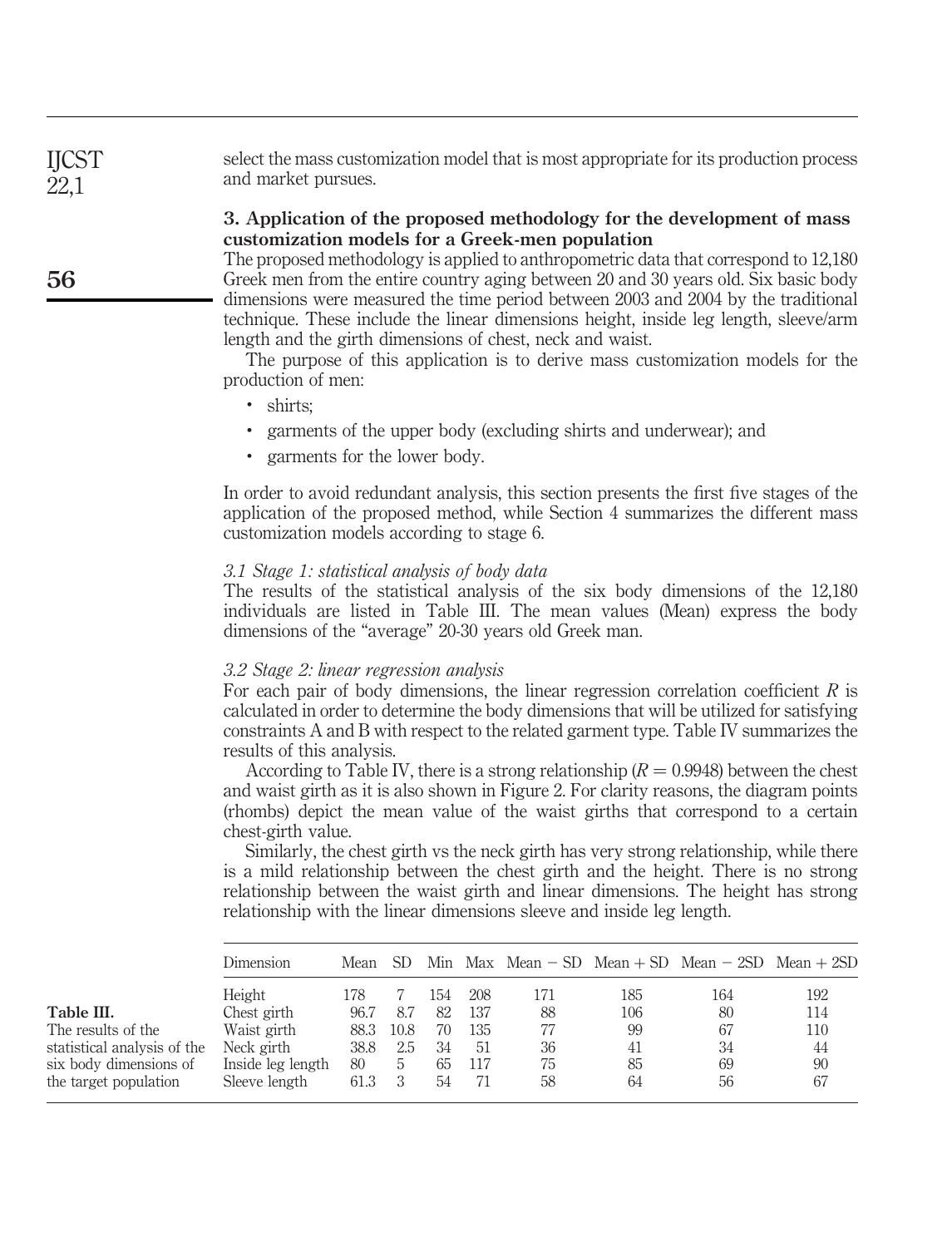select the mass customization model that is most appropriate for its production process and market pursues.

## 3. Application of the proposed methodology for the development of mass customization models for a Greek-men population

The proposed methodology is applied to anthropometric data that correspond to 12,180 Greek men from the entire country aging between 20 and 30 years old. Six basic body dimensions were measured the time period between 2003 and 2004 by the traditional technique. These include the linear dimensions height, inside leg length, sleeve/arm length and the girth dimensions of chest, neck and waist.

The purpose of this application is to derive mass customization models for the production of men:

- shirts;
- garments of the upper body (excluding shirts and underwear); and
- garments for the lower body.

In order to avoid redundant analysis, this section presents the first five stages of the application of the proposed method, while Section 4 summarizes the different mass customization models according to stage 6.

### *3.1 Stage 1: statistical analysis of body data*

The results of the statistical analysis of the six body dimensions of the 12,180 individuals are listed in Table III. The mean values (Mean) express the body dimensions of the "average" 20-30 years old Greek man.

### *3.2 Stage 2: linear regression analysis*

For each pair of body dimensions, the linear regression correlation coefficient $R$ is calculated in order to determine the body dimensions that will be utilized for satisfying constraints A and B with respect to the related garment type. Table IV summarizes the results of this analysis.

According to Table IV, there is a strong relationship ($R = 0.9948$) between the chest and waist girth as it is also shown in Figure 2. For clarity reasons, the diagram points (rhombs) depict the mean value of the waist girths that correspond to a certain chest-girth value.

Similarly, the chest girth vs the neck girth has very strong relationship, while there is a mild relationship between the chest girth and the height. There is no strong relationship between the waist girth and linear dimensions. The height has strong relationship with the linear dimensions sleeve and inside leg length.

**Table III.** The results of the statistical analysis of the six body dimensions of the target population

| Dimension | Mean | SD | Min | Max | Mean − SD | Mean + SD | Mean − 2SD | Mean + 2SD |
|---|---|---|---|---|---|---|---|---|
| Height | 178 | 7 | 154 | 208 | 171 | 185 | 164 | 192 |
| Chest girth | 96.7 | 8.7 | 82 | 137 | 88 | 106 | 80 | 114 |
| Waist girth | 88.3 | 10.8 | 70 | 135 | 77 | 99 | 67 | 110 |
| Neck girth | 38.8 | 2.5 | 34 | 51 | 36 | 41 | 34 | 44 |
| Inside leg length | 80 | 5 | 65 | 117 | 75 | 85 | 69 | 90 |
| Sleeve length | 61.3 | 3 | 54 | 71 | 58 | 64 | 56 | 67 |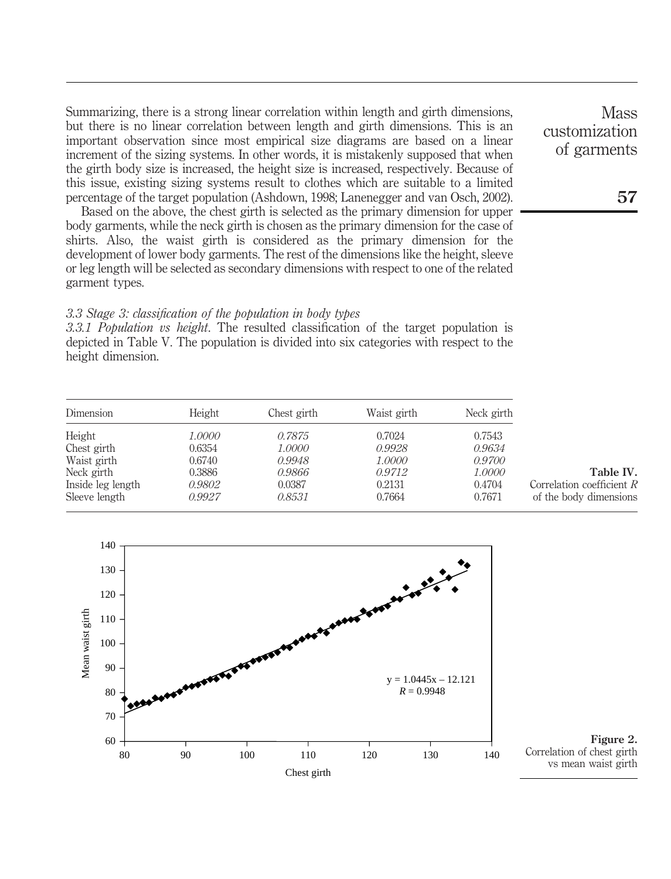Summarizing, there is a strong linear correlation within length and girth dimensions, but there is no linear correlation between length and girth dimensions. This is an important observation since most empirical size diagrams are based on a linear increment of the sizing systems. In other words, it is mistakenly supposed that when the girth body size is increased, the height size is increased, respectively. Because of this issue, existing sizing systems result to clothes which are suitable to a limited percentage of the target population (Ashdown, 1998; Lanenegger and van Osch, 2002).

Based on the above, the chest girth is selected as the primary dimension for upper body garments, while the neck girth is chosen as the primary dimension for the case of shirts. Also, the waist girth is considered as the primary dimension for the development of lower body garments. The rest of the dimensions like the height, sleeve or leg length will be selected as secondary dimensions with respect to one of the related garment types.

### *3.3 Stage 3: classification of the population in body types*

*3.3.1 Population vs height.* The resulted classification of the target population is depicted in Table V. The population is divided into six categories with respect to the height dimension.

| Dimension | Height | Chest girth | Waist girth | Neck girth |
|---|---|---|---|---|
| Height | *1.0000* | *0.7875* | 0.7024 | 0.7543 |
| Chest girth | 0.6354 | *1.0000* | *0.9928* | *0.9634* |
| Waist girth | 0.6740 | *0.9948* | *1.0000* | *0.9700* |
| Neck girth | 0.3886 | *0.9866* | *0.9712* | *1.0000* |
| Inside leg length | *0.9802* | 0.0387 | 0.2131 | 0.4704 |
| Sleeve length | *0.9927* | *0.8531* | 0.7664 | 0.7671 |

**Table IV.** Correlation coefficient $R$ of the body dimensions

$y = 1.0445x - 12.121$, $R = 0.9948$

**Figure 2.** Correlation of chest girth vs mean waist girth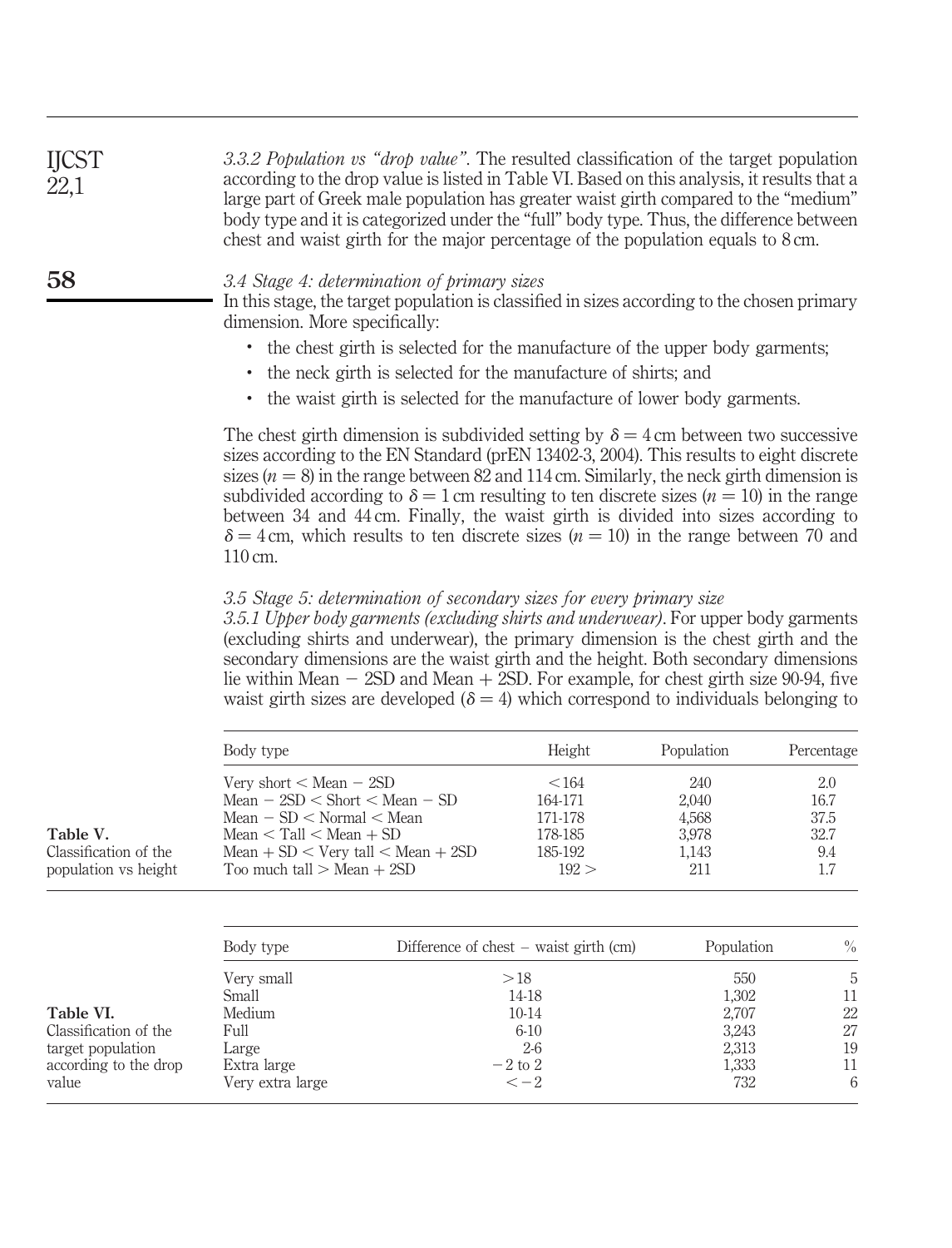*3.3.2 Population vs "drop value"*. The resulted classification of the target population according to the drop value is listed in Table VI. Based on this analysis, it results that a large part of Greek male population has greater waist girth compared to the "medium" body type and it is categorized under the "full" body type. Thus, the difference between chest and waist girth for the major percentage of the population equals to 8 cm.

### *3.4 Stage 4: determination of primary sizes*

In this stage, the target population is classified in sizes according to the chosen primary dimension. More specifically:

- the chest girth is selected for the manufacture of the upper body garments;
- the neck girth is selected for the manufacture of shirts; and
- the waist girth is selected for the manufacture of lower body garments.

The chest girth dimension is subdivided setting by $\delta = 4$ cm between two successive sizes according to the EN Standard (prEN 13402-3, 2004). This results to eight discrete sizes ($n = 8$) in the range between 82 and 114 cm. Similarly, the neck girth dimension is subdivided according to $\delta = 1$ cm resulting to ten discrete sizes ($n = 10$) in the range between 34 and 44 cm. Finally, the waist girth is divided into sizes according to $\delta = 4$ cm, which results to ten discrete sizes ($n = 10$) in the range between 70 and 110 cm.

### *3.5 Stage 5: determination of secondary sizes for every primary size*

*3.5.1 Upper body garments (excluding shirts and underwear)*. For upper body garments (excluding shirts and underwear), the primary dimension is the chest girth and the secondary dimensions are the waist girth and the height. Both secondary dimensions lie within Mean − 2SD and Mean + 2SD. For example, for chest girth size 90-94, five waist girth sizes are developed ($\delta = 4$) which correspond to individuals belonging to

**Table V.** Classification of the population vs height

| Body type | Height | Population | Percentage |
|---|---|---|---|
| Very short < Mean − 2SD | <164 | 240 | 2.0 |
| Mean − 2SD < Short < Mean − SD | 164-171 | 2,040 | 16.7 |
| Mean − SD < Normal < Mean | 171-178 | 4,568 | 37.5 |
| Mean < Tall < Mean + SD | 178-185 | 3,978 | 32.7 |
| Mean + SD < Very tall < Mean + 2SD | 185-192 | 1,143 | 9.4 |
| Too much tall > Mean + 2SD | 192 > | 211 | 1.7 |

**Table VI.** Classification of the target population according to the drop value

| Body type | Difference of chest − waist girth (cm) | Population | % |
|---|---|---|---|
| Very small | >18 | 550 | 5 |
| Small | 14-18 | 1,302 | 11 |
| Medium | 10-14 | 2,707 | 22 |
| Full | 6-10 | 3,243 | 27 |
| Large | 2-6 | 2,313 | 19 |
| Extra large | −2 to 2 | 1,333 | 11 |
| Very extra large | < −2 | 732 | 6 |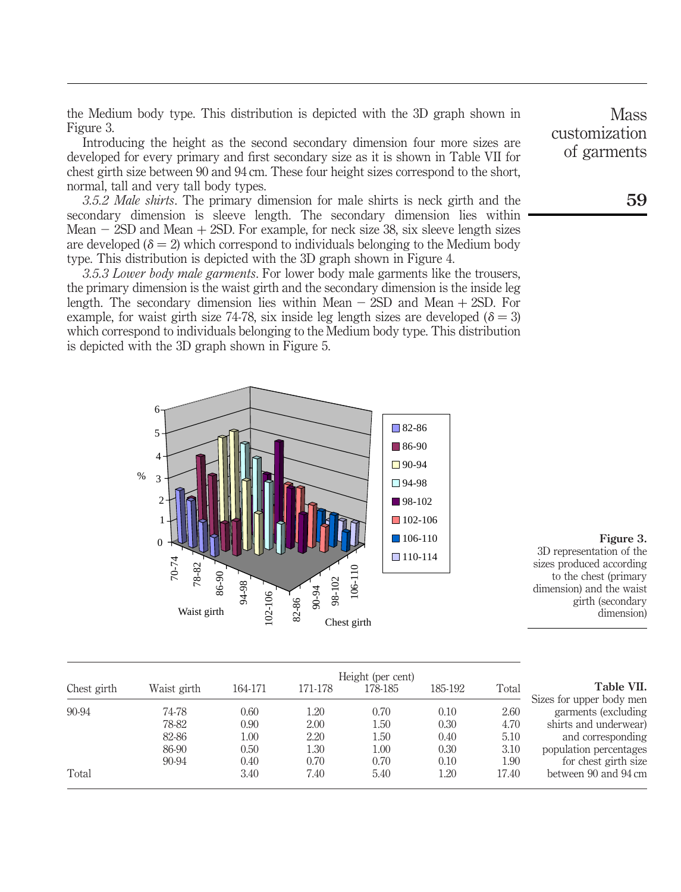the Medium body type. This distribution is depicted with the 3D graph shown in Figure 3.

Introducing the height as the second secondary dimension four more sizes are developed for every primary and first secondary size as it is shown in Table VII for chest girth size between 90 and 94 cm. These four height sizes correspond to the short, normal, tall and very tall body types.

*3.5.2 Male shirts*. The primary dimension for male shirts is neck girth and the secondary dimension is sleeve length. The secondary dimension lies within Mean − 2SD and Mean + 2SD. For example, for neck size 38, six sleeve length sizes are developed ($\delta = 2$) which correspond to individuals belonging to the Medium body type. This distribution is depicted with the 3D graph shown in Figure 4.

*3.5.3 Lower body male garments*. For lower body male garments like the trousers, the primary dimension is the waist girth and the secondary dimension is the inside leg length. The secondary dimension lies within Mean − 2SD and Mean + 2SD. For example, for waist girth size 74-78, six inside leg length sizes are developed ($\delta = 3$) which correspond to individuals belonging to the Medium body type. This distribution is depicted with the 3D graph shown in Figure 5.

**Figure 3.** 3D representation of the sizes produced according to the chest (primary dimension) and the waist girth (secondary dimension)

**Table VII.** Sizes for upper body men garments (excluding shirts and underwear) and corresponding population percentages for chest girth size between 90 and 94 cm

| Chest girth | Waist girth | Height (per cent) 164-171 | 171-178 | 178-185 | 185-192 | Total |
|---|---|---|---|---|---|---|
| 90-94 | 74-78 | 0.60 | 1.20 | 0.70 | 0.10 | 2.60 |
| | 78-82 | 0.90 | 2.00 | 1.50 | 0.30 | 4.70 |
| | 82-86 | 1.00 | 2.20 | 1.50 | 0.40 | 5.10 |
| | 86-90 | 0.50 | 1.30 | 1.00 | 0.30 | 3.10 |
| | 90-94 | 0.40 | 0.70 | 0.70 | 0.10 | 1.90 |
| Total | | 3.40 | 7.40 | 5.40 | 1.20 | 17.40 |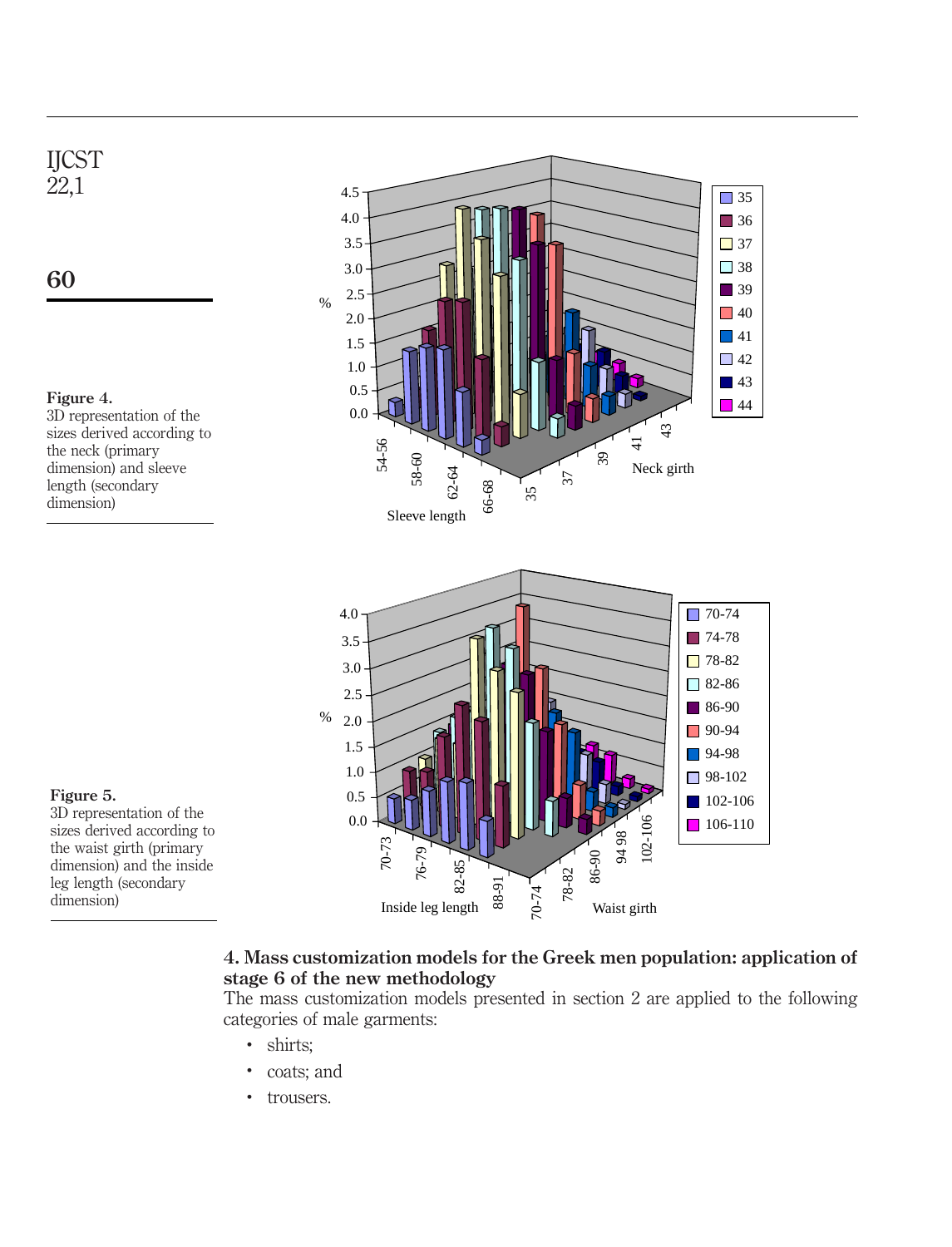Figure 4.
3D representation of the sizes derived according to the neck (primary dimension) and sleeve length (secondary dimension)

Figure 5.
3D representation of the sizes derived according to the waist girth (primary dimension) and the inside leg length (secondary dimension)

## 4. Mass customization models for the Greek men population: application of stage 6 of the new methodology

The mass customization models presented in section 2 are applied to the following categories of male garments:

- shirts;
- coats; and
- trousers.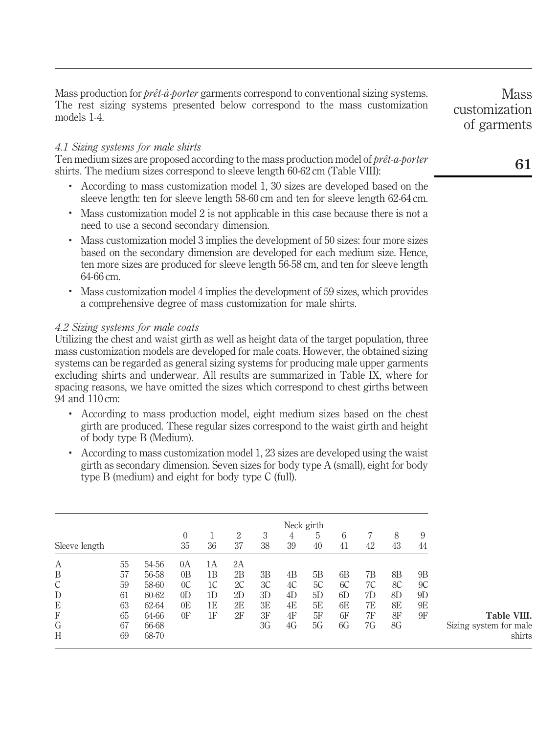Mass production for *prêt-à-porter* garments correspond to conventional sizing systems. The rest sizing systems presented below correspond to the mass customization models 1-4.

### *4.1 Sizing systems for male shirts*

Ten medium sizes are proposed according to the mass production model of *prêt-a-porter* shirts. The medium sizes correspond to sleeve length 60-62 cm (Table VIII):

- According to mass customization model 1, 30 sizes are developed based on the sleeve length: ten for sleeve length 58-60 cm and ten for sleeve length 62-64 cm.
- Mass customization model 2 is not applicable in this case because there is not a need to use a second secondary dimension.
- Mass customization model 3 implies the development of 50 sizes: four more sizes based on the secondary dimension are developed for each medium size. Hence, ten more sizes are produced for sleeve length 56-58 cm, and ten for sleeve length 64-66 cm.
- Mass customization model 4 implies the development of 59 sizes, which provides a comprehensive degree of mass customization for male shirts.

### *4.2 Sizing systems for male coats*

Utilizing the chest and waist girth as well as height data of the target population, three mass customization models are developed for male coats. However, the obtained sizing systems can be regarded as general sizing systems for producing male upper garments excluding shirts and underwear. All results are summarized in Table IX, where for spacing reasons, we have omitted the sizes which correspond to chest girths between 94 and 110 cm:

- According to mass production model, eight medium sizes based on the chest girth are produced. These regular sizes correspond to the waist girth and height of body type B (Medium).
- According to mass customization model 1, 23 sizes are developed using the waist girth as secondary dimension. Seven sizes for body type A (small), eight for body type B (medium) and eight for body type C (full).

| Sleeve length | | | Neck girth | | | | | | | | | |
|---|---|---|---|---|---|---|---|---|---|---|---|---|
| | | | 0 | 1 | 2 | 3 | 4 | 5 | 6 | 7 | 8 | 9 |
| | | | 35 | 36 | 37 | 38 | 39 | 40 | 41 | 42 | 43 | 44 |
| A | 55 | 54-56 | 0A | 1A | 2A | | | | | | | |
| B | 57 | 56-58 | 0B | 1B | 2B | 3B | 4B | 5B | 6B | 7B | 8B | 9B |
| C | 59 | 58-60 | 0C | 1C | 2C | 3C | 4C | 5C | 6C | 7C | 8C | 9C |
| D | 61 | 60-62 | 0D | 1D | 2D | 3D | 4D | 5D | 6D | 7D | 8D | 9D |
| E | 63 | 62-64 | 0E | 1E | 2E | 3E | 4E | 5E | 6E | 7E | 8E | 9E |
| F | 65 | 64-66 | 0F | 1F | 2F | 3F | 4F | 5F | 6F | 7F | 8F | 9F |
| G | 67 | 66-68 | | | | 3G | 4G | 5G | 6G | 7G | 8G | |
| H | 69 | 68-70 | | | | | | | | | | |

**Table VIII.** Sizing system for male shirts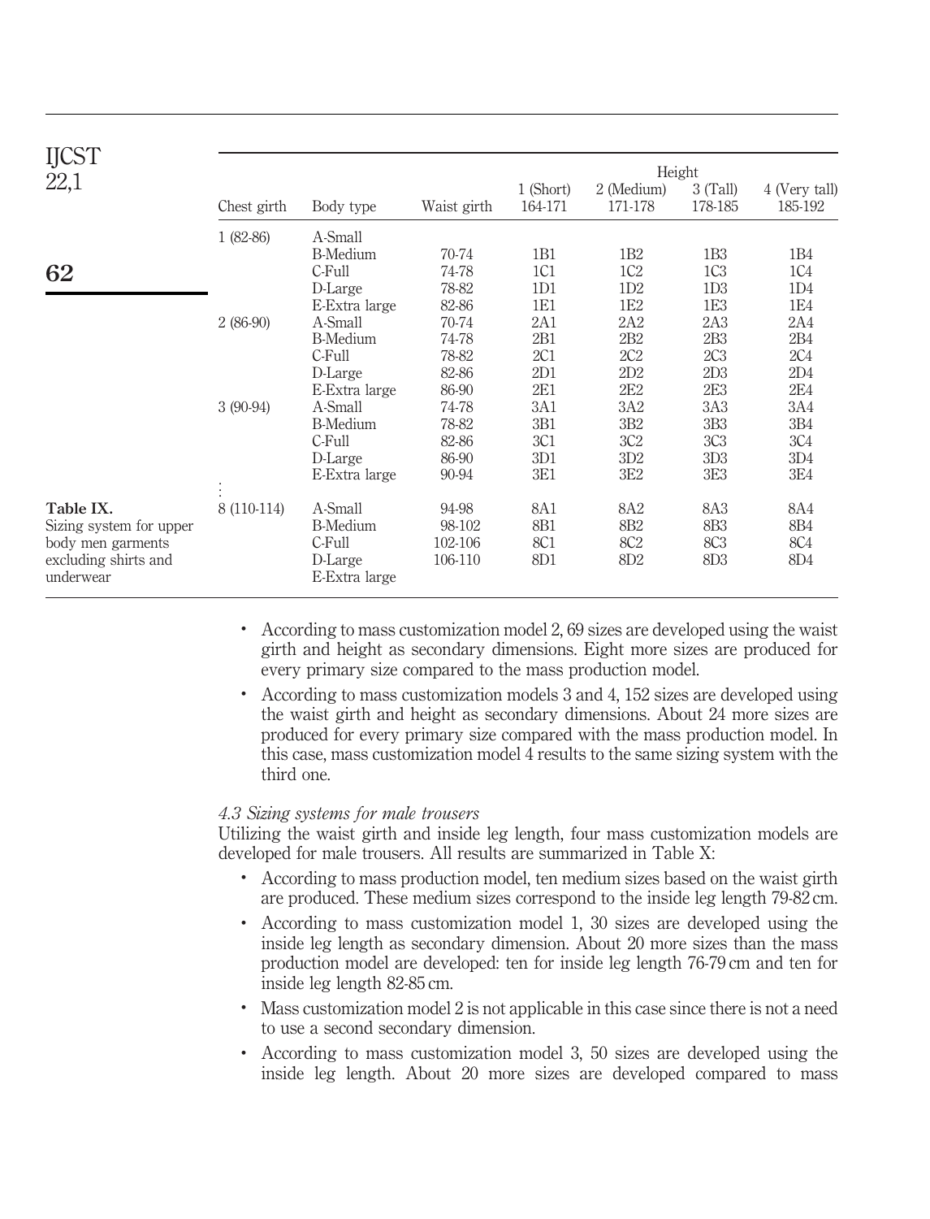| Chest girth | Body type | Waist girth | Height | | | |
|---|---|---|---|---|---|---|
| | | | 1 (Short) 164-171 | 2 (Medium) 171-178 | 3 (Tall) 178-185 | 4 (Very tall) 185-192 |
| 1 (82-86) | A-Small | | | | | |
| | B-Medium | 70-74 | 1B1 | 1B2 | 1B3 | 1B4 |
| | C-Full | 74-78 | 1C1 | 1C2 | 1C3 | 1C4 |
| | D-Large | 78-82 | 1D1 | 1D2 | 1D3 | 1D4 |
| | E-Extra large | 82-86 | 1E1 | 1E2 | 1E3 | 1E4 |
| 2 (86-90) | A-Small | 70-74 | 2A1 | 2A2 | 2A3 | 2A4 |
| | B-Medium | 74-78 | 2B1 | 2B2 | 2B3 | 2B4 |
| | C-Full | 78-82 | 2C1 | 2C2 | 2C3 | 2C4 |
| | D-Large | 82-86 | 2D1 | 2D2 | 2D3 | 2D4 |
| | E-Extra large | 86-90 | 2E1 | 2E2 | 2E3 | 2E4 |
| 3 (90-94) | A-Small | 74-78 | 3A1 | 3A2 | 3A3 | 3A4 |
| | B-Medium | 78-82 | 3B1 | 3B2 | 3B3 | 3B4 |
| | C-Full | 82-86 | 3C1 | 3C2 | 3C3 | 3C4 |
| | D-Large | 86-90 | 3D1 | 3D2 | 3D3 | 3D4 |
| | E-Extra large | 90-94 | 3E1 | 3E2 | 3E3 | 3E4 |
| ⋮ | | | | | | |
| 8 (110-114) | A-Small | 94-98 | 8A1 | 8A2 | 8A3 | 8A4 |
| | B-Medium | 98-102 | 8B1 | 8B2 | 8B3 | 8B4 |
| | C-Full | 102-106 | 8C1 | 8C2 | 8C3 | 8C4 |
| | D-Large | 106-110 | 8D1 | 8D2 | 8D3 | 8D4 |
| | E-Extra large | | | | | |

**Table IX.** Sizing system for upper body men garments excluding shirts and underwear

- According to mass customization model 2, 69 sizes are developed using the waist girth and height as secondary dimensions. Eight more sizes are produced for every primary size compared to the mass production model.
- According to mass customization models 3 and 4, 152 sizes are developed using the waist girth and height as secondary dimensions. About 24 more sizes are produced for every primary size compared with the mass production model. In this case, mass customization model 4 results to the same sizing system with the third one.

*4.3 Sizing systems for male trousers*

Utilizing the waist girth and inside leg length, four mass customization models are developed for male trousers. All results are summarized in Table X:

- According to mass production model, ten medium sizes based on the waist girth are produced. These medium sizes correspond to the inside leg length 79-82 cm.
- According to mass customization model 1, 30 sizes are developed using the inside leg length as secondary dimension. About 20 more sizes than the mass production model are developed: ten for inside leg length 76-79 cm and ten for inside leg length 82-85 cm.
- Mass customization model 2 is not applicable in this case since there is not a need to use a second secondary dimension.
- According to mass customization model 3, 50 sizes are developed using the inside leg length. About 20 more sizes are developed compared to mass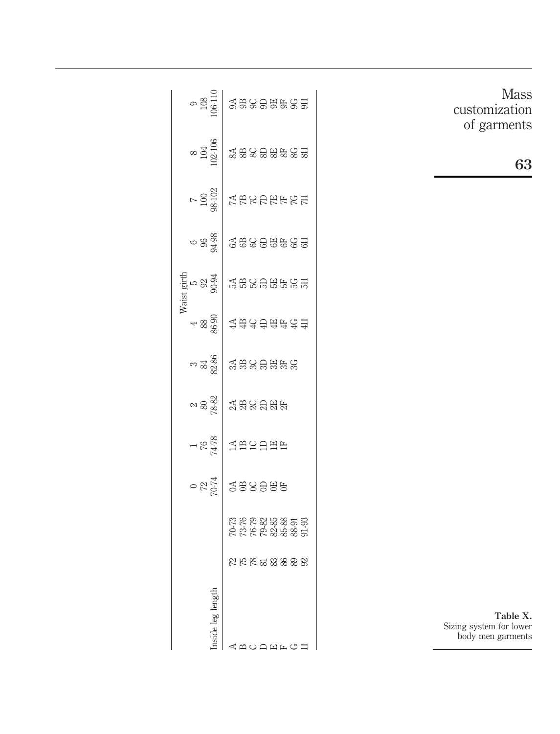Table X.
Sizing system for lower body men garments

| Inside leg length | | | Waist girth | | | | | | | | | |
|---|---|---|---|---|---|---|---|---|---|---|---|---|
| | | | 0 | 1 | 2 | 3 | 4 | 5 | 6 | 7 | 8 | 9 |
| | | | 72 | 76 | 80 | 84 | 88 | 92 | 96 | 100 | 104 | 108 |
| | | | 70-74 | 74-78 | 78-82 | 82-86 | 86-90 | 90-94 | 94-98 | 98-102 | 102-106 | 106-110 |
| A | 72 | 70-73 | 0A | 1A | 2A | 3A | 4A | 5A | 6A | 7A | 8A | 9A |
| B | 75 | 73-76 | 0B | 1B | 2B | 3B | 4B | 5B | 6B | 7B | 8B | 9B |
| C | 78 | 76-79 | 0C | 1C | 2C | 3C | 4C | 5C | 6C | 7C | 8C | 9C |
| D | 81 | 79-82 | 0D | 1D | 2D | 3D | 4D | 5D | 6D | 7D | 8D | 9D |
| E | 83 | 82-85 | 0E | 1E | 2E | 3E | 4E | 5E | 6E | 7E | 8E | 9E |
| F | 86 | 85-88 | 0F | 1F | 2F | 3F | 4F | 5F | 6F | 7F | 8F | 9F |
| G | 89 | 88-91 | | | | 3G | 4G | 5G | 6G | 7G | 8G | 9G |
| H | 92 | 91-93 | | | | | 4H | 5H | 6H | 7H | 8H | 9H |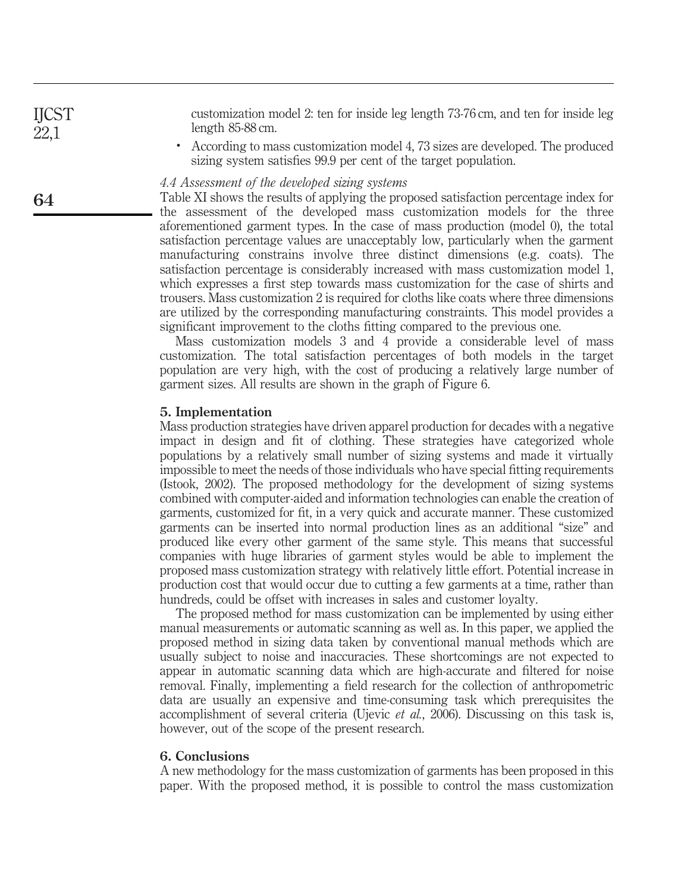customization model 2: ten for inside leg length 73-76 cm, and ten for inside leg length 85-88 cm.

- According to mass customization model 4, 73 sizes are developed. The produced sizing system satisfies 99.9 per cent of the target population.

### *4.4 Assessment of the developed sizing systems*

Table XI shows the results of applying the proposed satisfaction percentage index for the assessment of the developed mass customization models for the three aforementioned garment types. In the case of mass production (model 0), the total satisfaction percentage values are unacceptably low, particularly when the garment manufacturing constrains involve three distinct dimensions (e.g. coats). The satisfaction percentage is considerably increased with mass customization model 1, which expresses a first step towards mass customization for the case of shirts and trousers. Mass customization 2 is required for cloths like coats where three dimensions are utilized by the corresponding manufacturing constraints. This model provides a significant improvement to the cloths fitting compared to the previous one.

Mass customization models 3 and 4 provide a considerable level of mass customization. The total satisfaction percentages of both models in the target population are very high, with the cost of producing a relatively large number of garment sizes. All results are shown in the graph of Figure 6.

## 5. Implementation

Mass production strategies have driven apparel production for decades with a negative impact in design and fit of clothing. These strategies have categorized whole populations by a relatively small number of sizing systems and made it virtually impossible to meet the needs of those individuals who have special fitting requirements (Istook, 2002). The proposed methodology for the development of sizing systems combined with computer-aided and information technologies can enable the creation of garments, customized for fit, in a very quick and accurate manner. These customized garments can be inserted into normal production lines as an additional "size" and produced like every other garment of the same style. This means that successful companies with huge libraries of garment styles would be able to implement the proposed mass customization strategy with relatively little effort. Potential increase in production cost that would occur due to cutting a few garments at a time, rather than hundreds, could be offset with increases in sales and customer loyalty.

The proposed method for mass customization can be implemented by using either manual measurements or automatic scanning as well as. In this paper, we applied the proposed method in sizing data taken by conventional manual methods which are usually subject to noise and inaccuracies. These shortcomings are not expected to appear in automatic scanning data which are high-accurate and filtered for noise removal. Finally, implementing a field research for the collection of anthropometric data are usually an expensive and time-consuming task which prerequisites the accomplishment of several criteria (Ujevic *et al.*, 2006). Discussing on this task is, however, out of the scope of the present research.

## 6. Conclusions

A new methodology for the mass customization of garments has been proposed in this paper. With the proposed method, it is possible to control the mass customization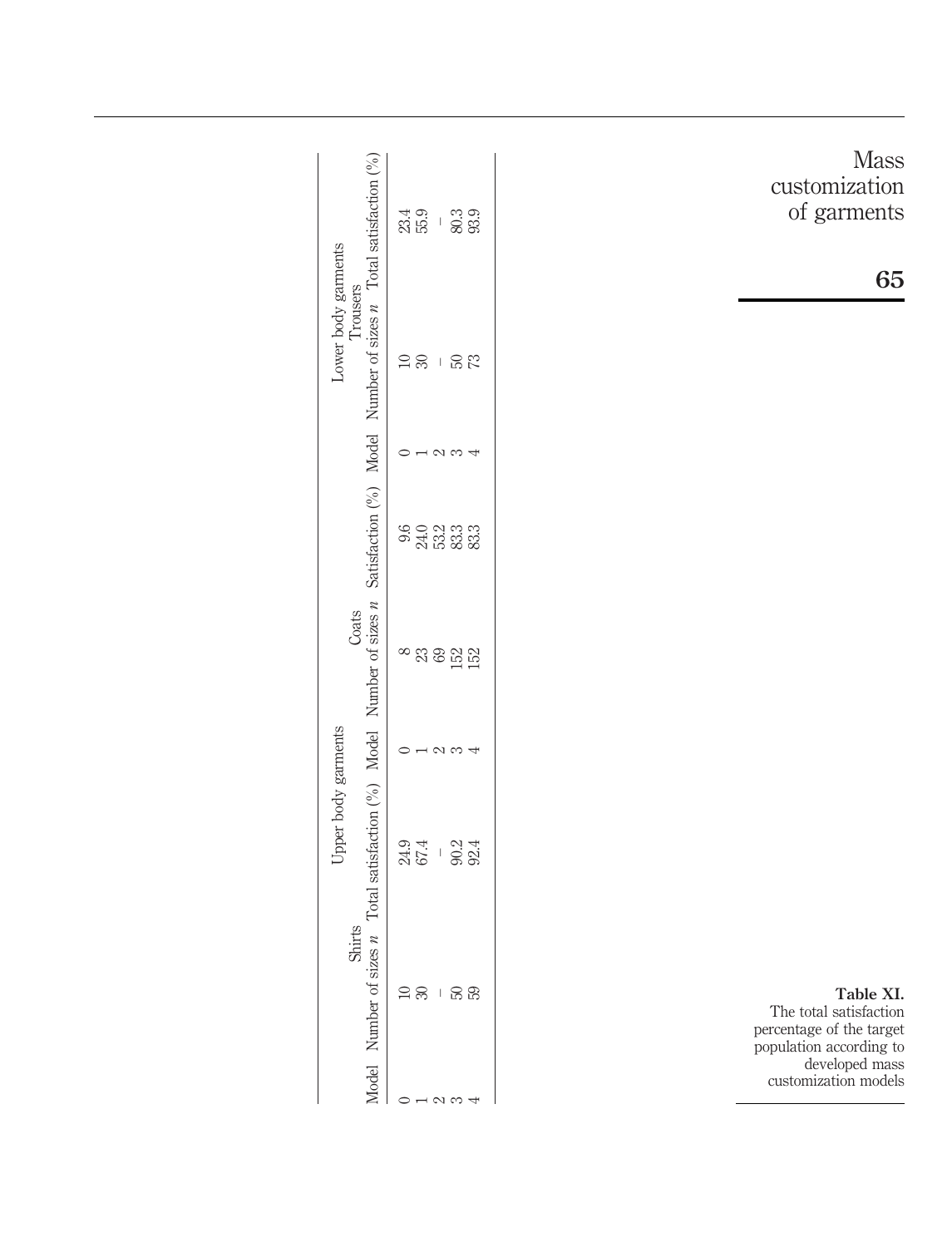| Upper body garments | | | | | | Lower body garments | | |
|---|---|---|---|---|---|---|---|---|
| | Shirts | | | Coats | | | Trousers | |
| Model | Number of sizes $n$ | Total satisfaction (%) | Model | Number of sizes $n$ | Satisfaction (%) | Model | Number of sizes $n$ | Total satisfaction (%) |
| 0 | 10 | 24.9 | 0 | 8 | 9.6 | 0 | 10 | 23.4 |
| 1 | 30 | 67.4 | 1 | 23 | 24.0 | 1 | 30 | 55.9 |
| 2 | – | – | 2 | 69 | 53.2 | 2 | – | – |
| 3 | 50 | 90.2 | 3 | 152 | 83.3 | 3 | 50 | 80.3 |
| 4 | 59 | 92.4 | 4 | 152 | 83.3 | 4 | 73 | 93.9 |

**Table XI.** The total satisfaction percentage of the target population according to developed mass customization models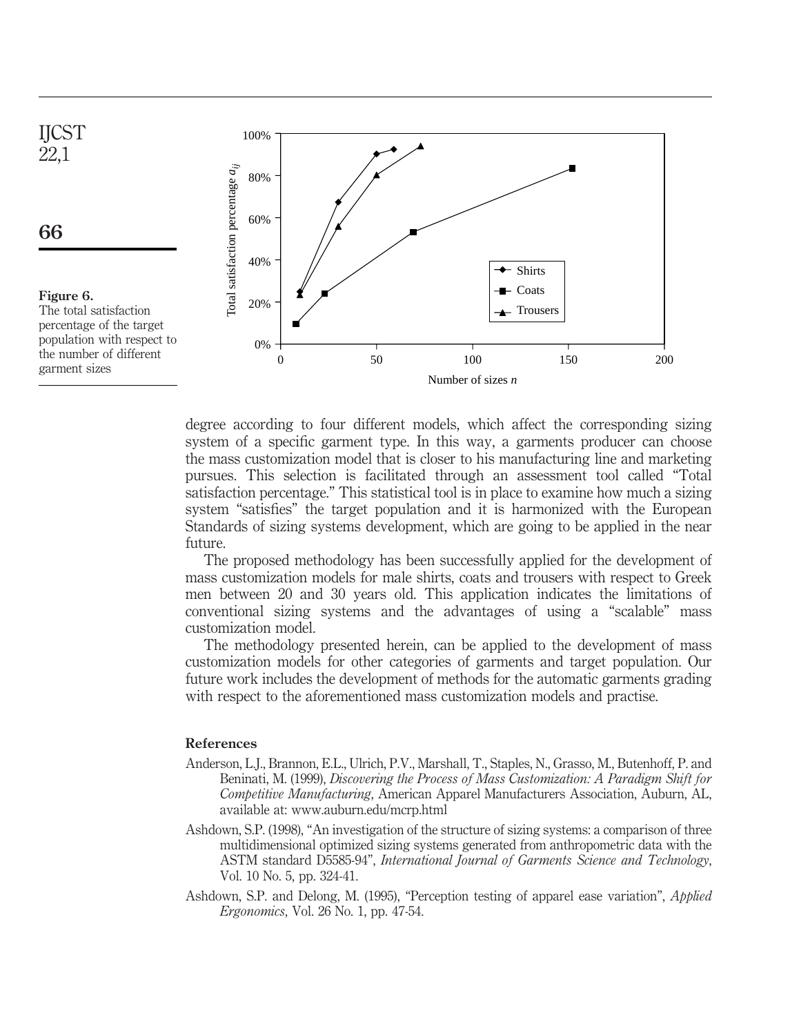**Figure 6.**
The total satisfaction percentage of the target population with respect to the number of different garment sizes

degree according to four different models, which affect the corresponding sizing system of a specific garment type. In this way, a garments producer can choose the mass customization model that is closer to his manufacturing line and marketing pursues. This selection is facilitated through an assessment tool called "Total satisfaction percentage." This statistical tool is in place to examine how much a sizing system "satisfies" the target population and it is harmonized with the European Standards of sizing systems development, which are going to be applied in the near future.

The proposed methodology has been successfully applied for the development of mass customization models for male shirts, coats and trousers with respect to Greek men between 20 and 30 years old. This application indicates the limitations of conventional sizing systems and the advantages of using a "scalable" mass customization model.

The methodology presented herein, can be applied to the development of mass customization models for other categories of garments and target population. Our future work includes the development of methods for the automatic garments grading with respect to the aforementioned mass customization models and practise.

## References

Anderson, L.J., Brannon, E.L., Ulrich, P.V., Marshall, T., Staples, N., Grasso, M., Butenhoff, P. and Beninati, M. (1999), *Discovering the Process of Mass Customization: A Paradigm Shift for Competitive Manufacturing*, American Apparel Manufacturers Association, Auburn, AL, available at: www.auburn.edu/mcrp.html

Ashdown, S.P. (1998), "An investigation of the structure of sizing systems: a comparison of three multidimensional optimized sizing systems generated from anthropometric data with the ASTM standard D5585-94", *International Journal of Garments Science and Technology*, Vol. 10 No. 5, pp. 324-41.

Ashdown, S.P. and Delong, M. (1995), "Perception testing of apparel ease variation", *Applied Ergonomics*, Vol. 26 No. 1, pp. 47-54.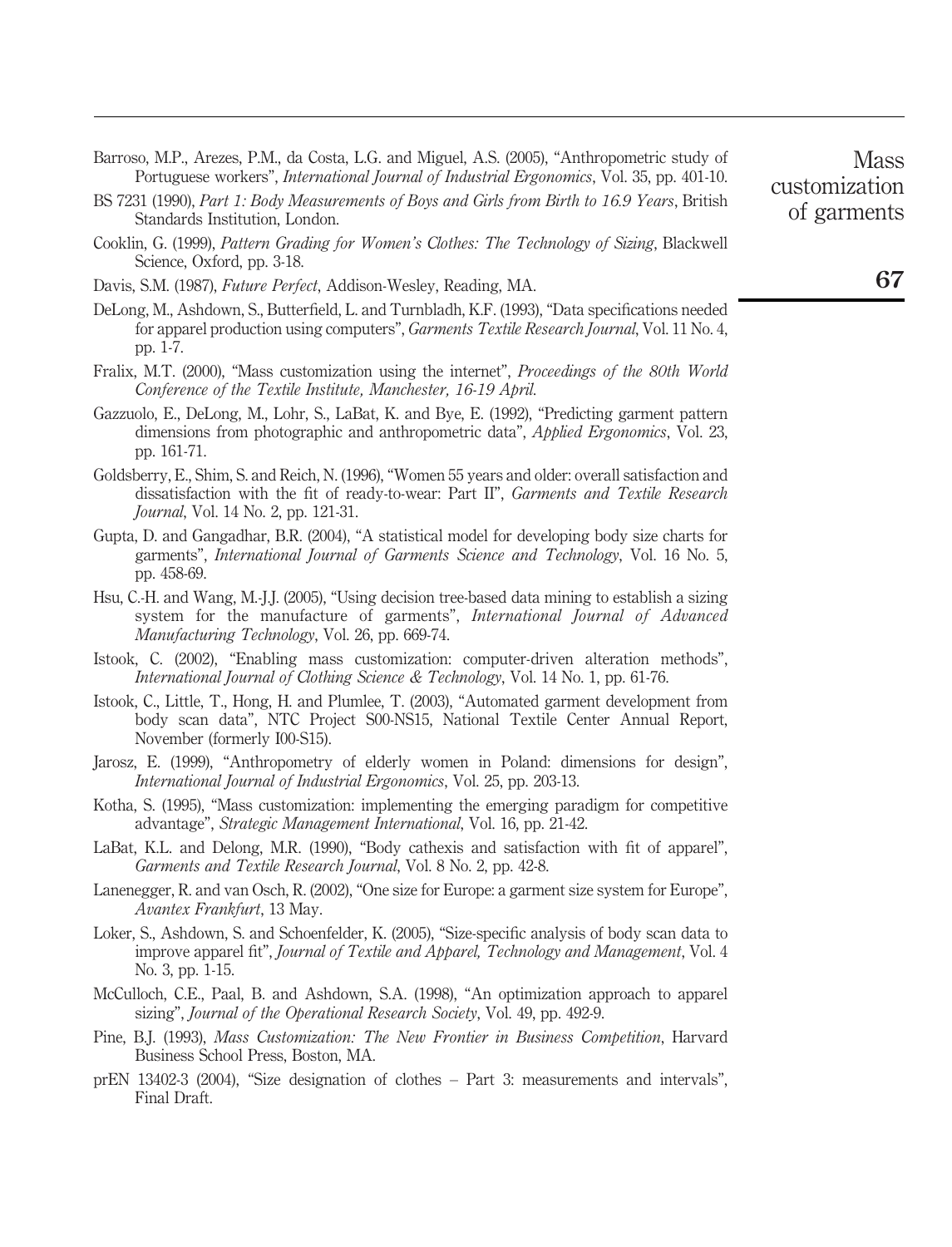Barroso, M.P., Arezes, P.M., da Costa, L.G. and Miguel, A.S. (2005), "Anthropometric study of Portuguese workers", *International Journal of Industrial Ergonomics*, Vol. 35, pp. 401-10.

BS 7231 (1990), *Part 1: Body Measurements of Boys and Girls from Birth to 16.9 Years*, British Standards Institution, London.

Cooklin, G. (1999), *Pattern Grading for Women's Clothes: The Technology of Sizing*, Blackwell Science, Oxford, pp. 3-18.

Davis, S.M. (1987), *Future Perfect*, Addison-Wesley, Reading, MA.

DeLong, M., Ashdown, S., Butterfield, L. and Turnbladh, K.F. (1993), "Data specifications needed for apparel production using computers", *Garments Textile Research Journal*, Vol. 11 No. 4, pp. 1-7.

Fralix, M.T. (2000), "Mass customization using the internet", *Proceedings of the 80th World Conference of the Textile Institute, Manchester, 16-19 April*.

Gazzuolo, E., DeLong, M., Lohr, S., LaBat, K. and Bye, E. (1992), "Predicting garment pattern dimensions from photographic and anthropometric data", *Applied Ergonomics*, Vol. 23, pp. 161-71.

Goldsberry, E., Shim, S. and Reich, N. (1996), "Women 55 years and older: overall satisfaction and dissatisfaction with the fit of ready-to-wear: Part II", *Garments and Textile Research Journal*, Vol. 14 No. 2, pp. 121-31.

Gupta, D. and Gangadhar, B.R. (2004), "A statistical model for developing body size charts for garments", *International Journal of Garments Science and Technology*, Vol. 16 No. 5, pp. 458-69.

Hsu, C.-H. and Wang, M.-J.J. (2005), "Using decision tree-based data mining to establish a sizing system for the manufacture of garments", *International Journal of Advanced Manufacturing Technology*, Vol. 26, pp. 669-74.

Istook, C. (2002), "Enabling mass customization: computer-driven alteration methods", *International Journal of Clothing Science & Technology*, Vol. 14 No. 1, pp. 61-76.

Istook, C., Little, T., Hong, H. and Plumlee, T. (2003), "Automated garment development from body scan data", NTC Project S00-NS15, National Textile Center Annual Report, November (formerly I00-S15).

Jarosz, E. (1999), "Anthropometry of elderly women in Poland: dimensions for design", *International Journal of Industrial Ergonomics*, Vol. 25, pp. 203-13.

Kotha, S. (1995), "Mass customization: implementing the emerging paradigm for competitive advantage", *Strategic Management International*, Vol. 16, pp. 21-42.

LaBat, K.L. and Delong, M.R. (1990), "Body cathexis and satisfaction with fit of apparel", *Garments and Textile Research Journal*, Vol. 8 No. 2, pp. 42-8.

Lanenegger, R. and van Osch, R. (2002), "One size for Europe: a garment size system for Europe", *Avantex Frankfurt*, 13 May.

Loker, S., Ashdown, S. and Schoenfelder, K. (2005), "Size-specific analysis of body scan data to improve apparel fit", *Journal of Textile and Apparel, Technology and Management*, Vol. 4 No. 3, pp. 1-15.

McCulloch, C.E., Paal, B. and Ashdown, S.A. (1998), "An optimization approach to apparel sizing", *Journal of the Operational Research Society*, Vol. 49, pp. 492-9.

Pine, B.J. (1993), *Mass Customization: The New Frontier in Business Competition*, Harvard Business School Press, Boston, MA.

prEN 13402-3 (2004), "Size designation of clothes – Part 3: measurements and intervals", Final Draft.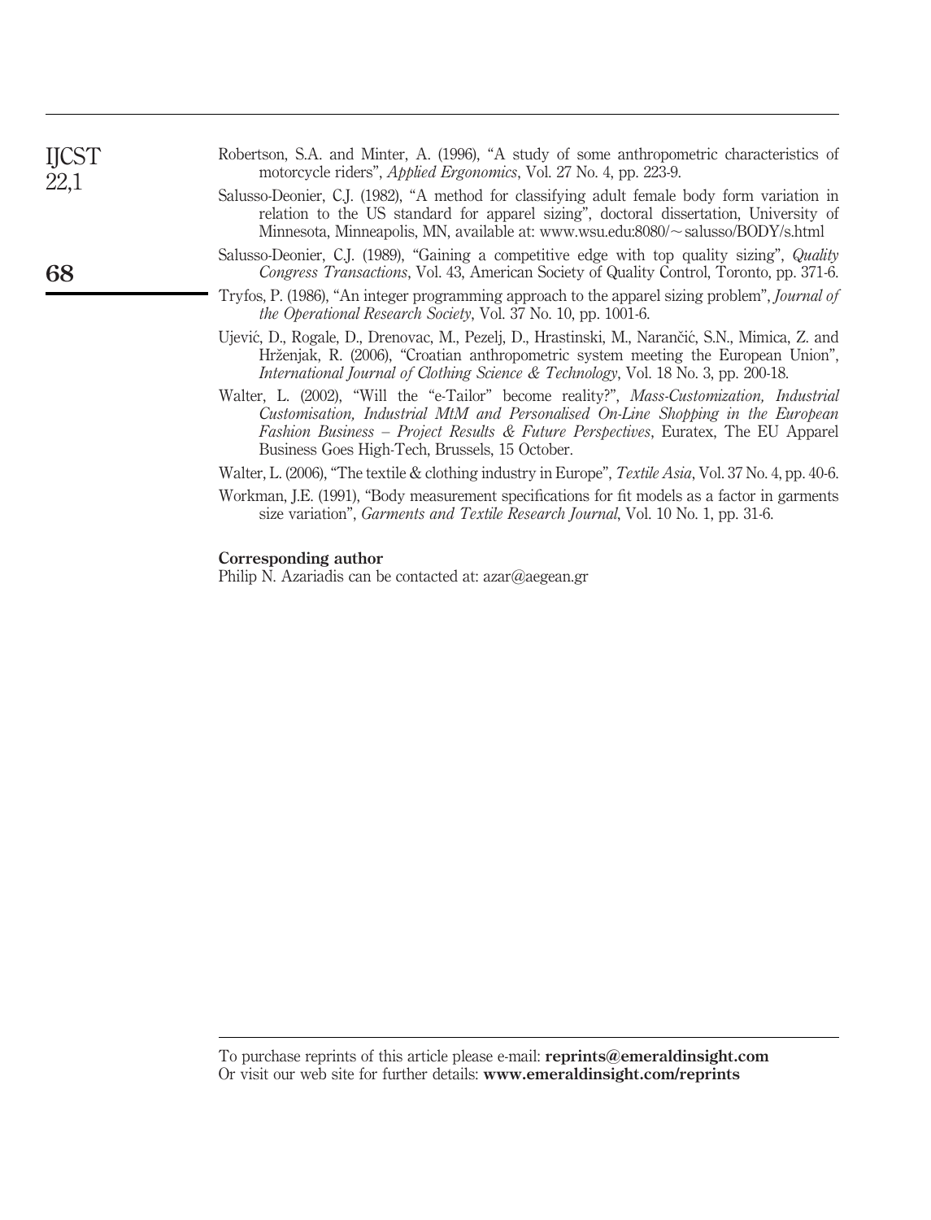Robertson, S.A. and Minter, A. (1996), "A study of some anthropometric characteristics of motorcycle riders", *Applied Ergonomics*, Vol. 27 No. 4, pp. 223-9.

Salusso-Deonier, C.J. (1982), "A method for classifying adult female body form variation in relation to the US standard for apparel sizing", doctoral dissertation, University of Minnesota, Minneapolis, MN, available at: www.wsu.edu:8080/~salusso/BODY/s.html

Salusso-Deonier, C.J. (1989), "Gaining a competitive edge with top quality sizing", *Quality Congress Transactions*, Vol. 43, American Society of Quality Control, Toronto, pp. 371-6.

Tryfos, P. (1986), "An integer programming approach to the apparel sizing problem", *Journal of the Operational Research Society*, Vol. 37 No. 10, pp. 1001-6.

Ujević, D., Rogale, D., Drenovac, M., Pezelj, D., Hrastinski, M., Narančić, S.N., Mimica, Z. and Hrženjak, R. (2006), "Croatian anthropometric system meeting the European Union", *International Journal of Clothing Science & Technology*, Vol. 18 No. 3, pp. 200-18.

Walter, L. (2002), "Will the "e-Tailor" become reality?", *Mass-Customization, Industrial Customisation, Industrial MtM and Personalised On-Line Shopping in the European Fashion Business – Project Results & Future Perspectives*, Euratex, The EU Apparel Business Goes High-Tech, Brussels, 15 October.

Walter, L. (2006), "The textile & clothing industry in Europe", *Textile Asia*, Vol. 37 No. 4, pp. 40-6.

Workman, J.E. (1991), "Body measurement specifications for fit models as a factor in garments size variation", *Garments and Textile Research Journal*, Vol. 10 No. 1, pp. 31-6.

**Corresponding author**

Philip N. Azariadis can be contacted at: azar@aegean.gr

To purchase reprints of this article please e-mail: **reprints@emeraldinsight.com**
Or visit our web site for further details: **www.emeraldinsight.com/reprints**